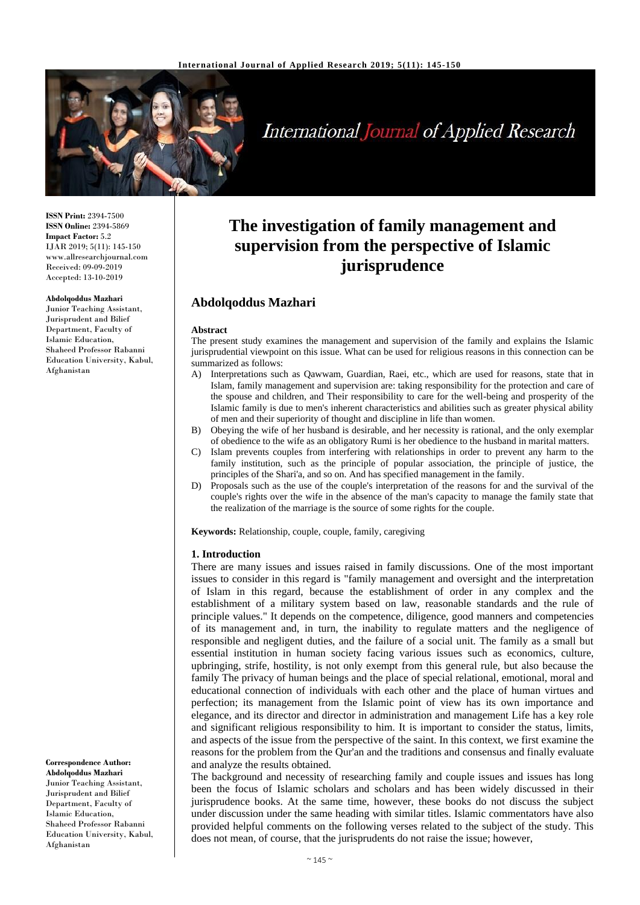**ISSN Print:** 2394-7500
**ISSN Online:** 2394-5869
**Impact Factor:** 5.2
IJAR 2019; 5(11): 145-150
www.allresearchjournal.com
Received: 09-09-2019
Accepted: 13-10-2019

**Abdolqoddus Mazhari**
Junior Teaching Assistant, Jurisprudent and Bilief Department, Faculty of Islamic Education, Shaheed Professor Rabanni Education University, Kabul, Afghanistan

**Correspondence Author:**
**Abdolqoddus Mazhari**
Junior Teaching Assistant, Jurisprudent and Bilief Department, Faculty of Islamic Education, Shaheed Professor Rabanni Education University, Kabul, Afghanistan

# The investigation of family management and supervision from the perspective of Islamic jurisprudence

## Abdolqoddus Mazhari

**Abstract**

The present study examines the management and supervision of the family and explains the Islamic jurisprudential viewpoint on this issue. What can be used for religious reasons in this connection can be summarized as follows:

A) Interpretations such as Qawwam, Guardian, Raei, etc., which are used for reasons, state that in Islam, family management and supervision are: taking responsibility for the protection and care of the spouse and children, and Their responsibility to care for the well-being and prosperity of the Islamic family is due to men's inherent characteristics and abilities such as greater physical ability of men and their superiority of thought and discipline in life than women.

B) Obeying the wife of her husband is desirable, and her necessity is rational, and the only exemplar of obedience to the wife as an obligatory Rumi is her obedience to the husband in marital matters.

C) Islam prevents couples from interfering with relationships in order to prevent any harm to the family institution, such as the principle of popular association, the principle of justice, the principles of the Shari'a, and so on. And has specified management in the family.

D) Proposals such as the use of the couple's interpretation of the reasons for and the survival of the couple's rights over the wife in the absence of the man's capacity to manage the family state that the realization of the marriage is the source of some rights for the couple.

**Keywords:** Relationship, couple, couple, family, caregiving

### 1. Introduction

There are many issues and issues raised in family discussions. One of the most important issues to consider in this regard is "family management and oversight and the interpretation of Islam in this regard, because the establishment of order in any complex and the establishment of a military system based on law, reasonable standards and the rule of principle values." It depends on the competence, diligence, good manners and competencies of its management and, in turn, the inability to regulate matters and the negligence of responsible and negligent duties, and the failure of a social unit. The family as a small but essential institution in human society facing various issues such as economics, culture, upbringing, strife, hostility, is not only exempt from this general rule, but also because the family The privacy of human beings and the place of special relational, emotional, moral and educational connection of individuals with each other and the place of human virtues and perfection; its management from the Islamic point of view has its own importance and elegance, and its director and director in administration and management Life has a key role and significant religious responsibility to him. It is important to consider the status, limits, and aspects of the issue from the perspective of the saint. In this context, we first examine the reasons for the problem from the Qur'an and the traditions and consensus and finally evaluate and analyze the results obtained.

The background and necessity of researching family and couple issues and issues has long been the focus of Islamic scholars and scholars and has been widely discussed in their jurisprudence books. At the same time, however, these books do not discuss the subject under discussion under the same heading with similar titles. Islamic commentators have also provided helpful comments on the following verses related to the subject of the study. This does not mean, of course, that the jurisprudents do not raise the issue; however,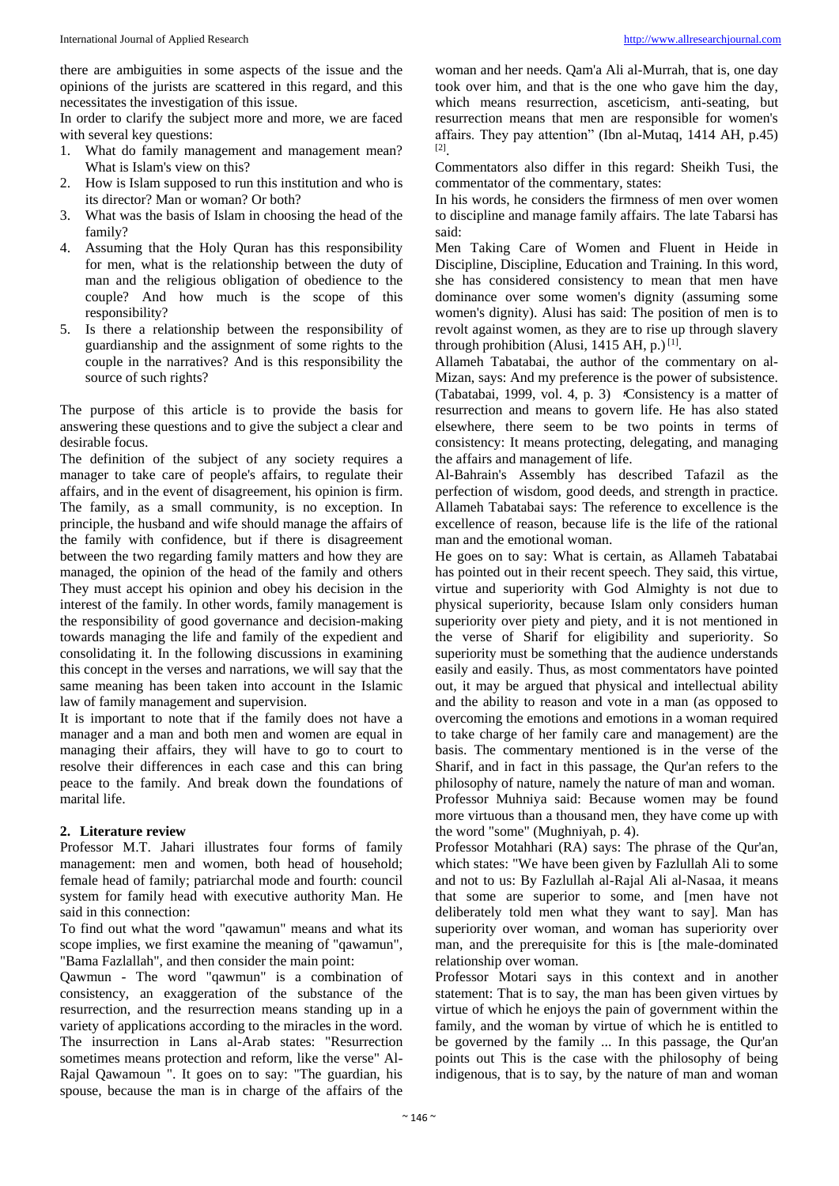there are ambiguities in some aspects of the issue and the opinions of the jurists are scattered in this regard, and this necessitates the investigation of this issue.

In order to clarify the subject more and more, we are faced with several key questions:

1. What do family management and management mean? What is Islam's view on this?
2. How is Islam supposed to run this institution and who is its director? Man or woman? Or both?
3. What was the basis of Islam in choosing the head of the family?
4. Assuming that the Holy Quran has this responsibility for men, what is the relationship between the duty of man and the religious obligation of obedience to the couple? And how much is the scope of this responsibility?
5. Is there a relationship between the responsibility of guardianship and the assignment of some rights to the couple in the narratives? And is this responsibility the source of such rights?

The purpose of this article is to provide the basis for answering these questions and to give the subject a clear and desirable focus.

The definition of the subject of any society requires a manager to take care of people's affairs, to regulate their affairs, and in the event of disagreement, his opinion is firm. The family, as a small community, is no exception. In principle, the husband and wife should manage the affairs of the family with confidence, but if there is disagreement between the two regarding family matters and how they are managed, the opinion of the head of the family and others They must accept his opinion and obey his decision in the interest of the family. In other words, family management is the responsibility of good governance and decision-making towards managing the life and family of the expedient and consolidating it. In the following discussions in examining this concept in the verses and narrations, we will say that the same meaning has been taken into account in the Islamic law of family management and supervision.

It is important to note that if the family does not have a manager and a man and both men and women are equal in managing their affairs, they will have to go to court to resolve their differences in each case and this can bring peace to the family. And break down the foundations of marital life.

## 2. Literature review

Professor M.T. Jahari illustrates four forms of family management: men and women, both head of household; female head of family; patriarchal mode and fourth: council system for family head with executive authority Man. He said in this connection:

To find out what the word "qawamun" means and what its scope implies, we first examine the meaning of "qawamun", "Bama Fazlallah", and then consider the main point:

Qawmun - The word "qawmun" is a combination of consistency, an exaggeration of the substance of the resurrection, and the resurrection means standing up in a variety of applications according to the miracles in the word. The insurrection in Lans al-Arab states: "Resurrection sometimes means protection and reform, like the verse" Al-Rajal Qawamoun ". It goes on to say: "The guardian, his spouse, because the man is in charge of the affairs of the woman and her needs. Qam'a Ali al-Murrah, that is, one day took over him, and that is the one who gave him the day, which means resurrection, asceticism, anti-seating, but resurrection means that men are responsible for women's affairs. They pay attention" (Ibn al-Mutaq, 1414 AH, p.45) [2].

Commentators also differ in this regard: Sheikh Tusi, the commentator of the commentary, states:

In his words, he considers the firmness of men over women to discipline and manage family affairs. The late Tabarsi has said:

Men Taking Care of Women and Fluent in Heide in Discipline, Discipline, Education and Training. In this word, she has considered consistency to mean that men have dominance over some women's dignity (assuming some women's dignity). Alusi has said: The position of men is to revolt against women, as they are to rise up through slavery through prohibition (Alusi, 1415 AH, p.) [1].

Allameh Tabatabai, the author of the commentary on al-Mizan, says: And my preference is the power of subsistence. (Tabatabai, 1999, vol. 4, p. 3) ،Consistency is a matter of resurrection and means to govern life. He has also stated elsewhere, there seem to be two points in terms of consistency: It means protecting, delegating, and managing the affairs and management of life.

Al-Bahrain's Assembly has described Tafazil as the perfection of wisdom, good deeds, and strength in practice. Allameh Tabatabai says: The reference to excellence is the excellence of reason, because life is the life of the rational man and the emotional woman.

He goes on to say: What is certain, as Allameh Tabatabai has pointed out in their recent speech. They said, this virtue, virtue and superiority with God Almighty is not due to physical superiority, because Islam only considers human superiority over piety and piety, and it is not mentioned in the verse of Sharif for eligibility and superiority. So superiority must be something that the audience understands easily and easily. Thus, as most commentators have pointed out, it may be argued that physical and intellectual ability and the ability to reason and vote in a man (as opposed to overcoming the emotions and emotions in a woman required to take charge of her family care and management) are the basis. The commentary mentioned is in the verse of the Sharif, and in fact in this passage, the Qur'an refers to the philosophy of nature, namely the nature of man and woman.

Professor Muhniya said: Because women may be found more virtuous than a thousand men, they have come up with the word "some" (Mughniyah, p. 4).

Professor Motahhari (RA) says: The phrase of the Qur'an, which states: "We have been given by Fazlullah Ali to some and not to us: By Fazlullah al-Rajal Ali al-Nasaa, it means that some are superior to some, and [men have not deliberately told men what they want to say]. Man has superiority over woman, and woman has superiority over man, and the prerequisite for this is [the male-dominated relationship over woman.

Professor Motari says in this context and in another statement: That is to say, the man has been given virtues by virtue of which he enjoys the pain of government within the family, and the woman by virtue of which he is entitled to be governed by the family ... In this passage, the Qur'an points out This is the case with the philosophy of being indigenous, that is to say, by the nature of man and woman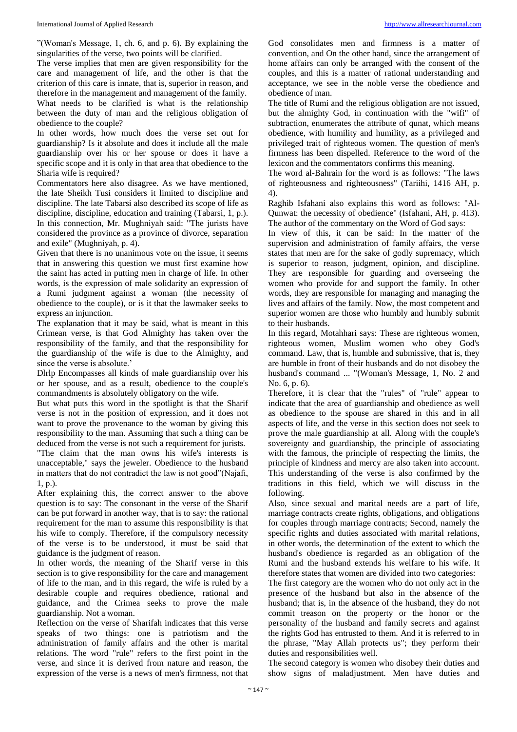"(Woman's Message, 1, ch. 6, and p. 6). By explaining the singularities of the verse, two points will be clarified.

The verse implies that men are given responsibility for the care and management of life, and the other is that the criterion of this care is innate, that is, superior in reason, and therefore in the management and management of the family.

What needs to be clarified is what is the relationship between the duty of man and the religious obligation of obedience to the couple?

In other words, how much does the verse set out for guardianship? Is it absolute and does it include all the male guardianship over his or her spouse or does it have a specific scope and it is only in that area that obedience to the Sharia wife is required?

Commentators here also disagree. As we have mentioned, the late Sheikh Tusi considers it limited to discipline and discipline. The late Tabarsi also described its scope of life as discipline, discipline, education and training (Tabarsi, 1, p.). In this connection, Mr. Mughniyah said: "The jurists have considered the province as a province of divorce, separation and exile" (Mughniyah, p. 4).

Given that there is no unanimous vote on the issue, it seems that in answering this question we must first examine how the saint has acted in putting men in charge of life. In other words, is the expression of male solidarity an expression of a Rumi judgment against a woman (the necessity of obedience to the couple), or is it that the lawmaker seeks to express an injunction.

The explanation that it may be said, what is meant in this Crimean verse, is that God Almighty has taken over the responsibility of the family, and that the responsibility for the guardianship of the wife is due to the Almighty, and since the verse is absolute.'

Dlrlp Encompasses all kinds of male guardianship over his or her spouse, and as a result, obedience to the couple's commandments is absolutely obligatory on the wife.

But what puts this word in the spotlight is that the Sharif verse is not in the position of expression, and it does not want to prove the provenance to the woman by giving this responsibility to the man. Assuming that such a thing can be deduced from the verse is not such a requirement for jurists.

"The claim that the man owns his wife's interests is unacceptable," says the jeweler. Obedience to the husband in matters that do not contradict the law is not good"(Najafi, 1, p.).

After explaining this, the correct answer to the above question is to say: The consonant in the verse of the Sharif can be put forward in another way, that is to say: the rational requirement for the man to assume this responsibility is that his wife to comply. Therefore, if the compulsory necessity of the verse is to be understood, it must be said that guidance is the judgment of reason.

In other words, the meaning of the Sharif verse in this section is to give responsibility for the care and management of life to the man, and in this regard, the wife is ruled by a desirable couple and requires obedience, rational and guidance, and the Crimea seeks to prove the male guardianship. Not a woman.

Reflection on the verse of Sharifah indicates that this verse speaks of two things: one is patriotism and the administration of family affairs and the other is marital relations. The word "rule" refers to the first point in the verse, and since it is derived from nature and reason, the expression of the verse is a news of men's firmness, not that God consolidates men and firmness is a matter of convention, and On the other hand, since the arrangement of home affairs can only be arranged with the consent of the couples, and this is a matter of rational understanding and acceptance, we see in the noble verse the obedience and obedience of man.

The title of Rumi and the religious obligation are not issued, but the almighty God, in continuation with the "wifi" of subtraction, enumerates the attribute of qunat, which means obedience, with humility and humility, as a privileged and privileged trait of righteous women. The question of men's firmness has been dispelled. Reference to the word of the lexicon and the commentators confirms this meaning.

The word al-Bahrain for the word is as follows: "The laws of righteousness and righteousness" (Tariihi, 1416 AH, p. 4).

Raghib Isfahani also explains this word as follows: "Al-Qunwat: the necessity of obedience" (Isfahani, AH, p. 413).

The author of the commentary on the Word of God says:

In view of this, it can be said: In the matter of the supervision and administration of family affairs, the verse states that men are for the sake of godly supremacy, which is superior to reason, judgment, opinion, and discipline. They are responsible for guarding and overseeing the women who provide for and support the family. In other words, they are responsible for managing and managing the lives and affairs of the family. Now, the most competent and superior women are those who humbly and humbly submit to their husbands.

In this regard, Motahhari says: These are righteous women, righteous women, Muslim women who obey God's command. Law, that is, humble and submissive, that is, they are humble in front of their husbands and do not disobey the husband's command ... "(Woman's Message, 1, No. 2 and No. 6, p. 6).

Therefore, it is clear that the "rules" of "rule" appear to indicate that the area of guardianship and obedience as well as obedience to the spouse are shared in this and in all aspects of life, and the verse in this section does not seek to prove the male guardianship at all. Along with the couple's sovereignty and guardianship, the principle of associating with the famous, the principle of respecting the limits, the principle of kindness and mercy are also taken into account. This understanding of the verse is also confirmed by the traditions in this field, which we will discuss in the following.

Also, since sexual and marital needs are a part of life, marriage contracts create rights, obligations, and obligations for couples through marriage contracts; Second, namely the specific rights and duties associated with marital relations, in other words, the determination of the extent to which the husband's obedience is regarded as an obligation of the Rumi and the husband extends his welfare to his wife. It therefore states that women are divided into two categories:

The first category are the women who do not only act in the presence of the husband but also in the absence of the husband; that is, in the absence of the husband, they do not commit treason on the property or the honor or the personality of the husband and family secrets and against the rights God has entrusted to them. And it is referred to in the phrase, "May Allah protects us"; they perform their duties and responsibilities well.

The second category is women who disobey their duties and show signs of maladjustment. Men have duties and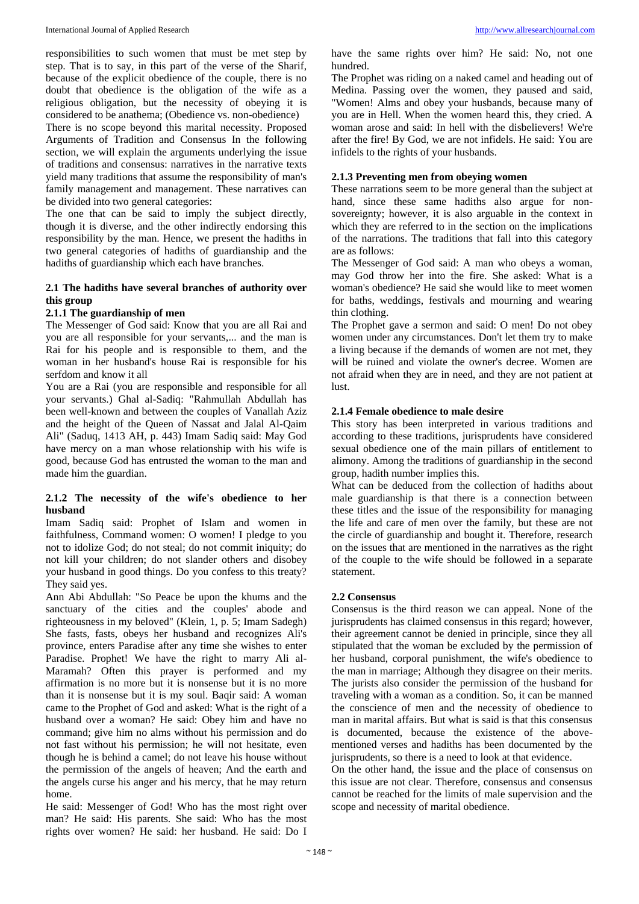responsibilities to such women that must be met step by step. That is to say, in this part of the verse of the Sharif, because of the explicit obedience of the couple, there is no doubt that obedience is the obligation of the wife as a religious obligation, but the necessity of obeying it is considered to be anathema; (Obedience vs. non-obedience)

There is no scope beyond this marital necessity. Proposed Arguments of Tradition and Consensus In the following section, we will explain the arguments underlying the issue of traditions and consensus: narratives in the narrative texts yield many traditions that assume the responsibility of man's family management and management. These narratives can be divided into two general categories:

The one that can be said to imply the subject directly, though it is diverse, and the other indirectly endorsing this responsibility by the man. Hence, we present the hadiths in two general categories of hadiths of guardianship and the hadiths of guardianship which each have branches.

### 2.1 The hadiths have several branches of authority over this group

#### 2.1.1 The guardianship of men

The Messenger of God said: Know that you are all Rai and you are all responsible for your servants,... and the man is Rai for his people and is responsible to them, and the woman in her husband's house Rai is responsible for his serfdom and know it all

You are a Rai (you are responsible and responsible for all your servants.) Ghal al-Sadiq: "Rahmullah Abdullah has been well-known and between the couples of Vanallah Aziz and the height of the Queen of Nassat and Jalal Al-Qaim Ali" (Saduq, 1413 AH, p. 443) Imam Sadiq said: May God have mercy on a man whose relationship with his wife is good, because God has entrusted the woman to the man and made him the guardian.

#### 2.1.2 The necessity of the wife's obedience to her husband

Imam Sadiq said: Prophet of Islam and women in faithfulness, Command women: O women! I pledge to you not to idolize God; do not steal; do not commit iniquity; do not kill your children; do not slander others and disobey your husband in good things. Do you confess to this treaty? They said yes.

Ann Abi Abdullah: "So Peace be upon the khums and the sanctuary of the cities and the couples' abode and righteousness in my beloved" (Klein, 1, p. 5; Imam Sadegh) She fasts, fasts, obeys her husband and recognizes Ali's province, enters Paradise after any time she wishes to enter Paradise. Prophet! We have the right to marry Ali al-Maramah? Often this prayer is performed and my affirmation is no more but it is nonsense but it is no more than it is nonsense but it is my soul. Baqir said: A woman came to the Prophet of God and asked: What is the right of a husband over a woman? He said: Obey him and have no command; give him no alms without his permission and do not fast without his permission; he will not hesitate, even though he is behind a camel; do not leave his house without the permission of the angels of heaven; And the earth and the angels curse his anger and his mercy, that he may return home.

He said: Messenger of God! Who has the most right over man? He said: His parents. She said: Who has the most rights over women? He said: her husband. He said: Do I have the same rights over him? He said: No, not one hundred.

The Prophet was riding on a naked camel and heading out of Medina. Passing over the women, they paused and said, "Women! Alms and obey your husbands, because many of you are in Hell. When the women heard this, they cried. A woman arose and said: In hell with the disbelievers! We're after the fire! By God, we are not infidels. He said: You are infidels to the rights of your husbands.

#### 2.1.3 Preventing men from obeying women

These narrations seem to be more general than the subject at hand, since these same hadiths also argue for non-sovereignty; however, it is also arguable in the context in which they are referred to in the section on the implications of the narrations. The traditions that fall into this category are as follows:

The Messenger of God said: A man who obeys a woman, may God throw her into the fire. She asked: What is a woman's obedience? He said she would like to meet women for baths, weddings, festivals and mourning and wearing thin clothing.

The Prophet gave a sermon and said: O men! Do not obey women under any circumstances. Don't let them try to make a living because if the demands of women are not met, they will be ruined and violate the owner's decree. Women are not afraid when they are in need, and they are not patient at lust.

#### 2.1.4 Female obedience to male desire

This story has been interpreted in various traditions and according to these traditions, jurisprudents have considered sexual obedience one of the main pillars of entitlement to alimony. Among the traditions of guardianship in the second group, hadith number implies this.

What can be deduced from the collection of hadiths about male guardianship is that there is a connection between these titles and the issue of the responsibility for managing the life and care of men over the family, but these are not the circle of guardianship and bought it. Therefore, research on the issues that are mentioned in the narratives as the right of the couple to the wife should be followed in a separate statement.

### 2.2 Consensus

Consensus is the third reason we can appeal. None of the jurisprudents has claimed consensus in this regard; however, their agreement cannot be denied in principle, since they all stipulated that the woman be excluded by the permission of her husband, corporal punishment, the wife's obedience to the man in marriage; Although they disagree on their merits. The jurists also consider the permission of the husband for traveling with a woman as a condition. So, it can be manned the conscience of men and the necessity of obedience to man in marital affairs. But what is said is that this consensus is documented, because the existence of the above-mentioned verses and hadiths has been documented by the jurisprudents, so there is a need to look at that evidence.

On the other hand, the issue and the place of consensus on this issue are not clear. Therefore, consensus and consensus cannot be reached for the limits of male supervision and the scope and necessity of marital obedience.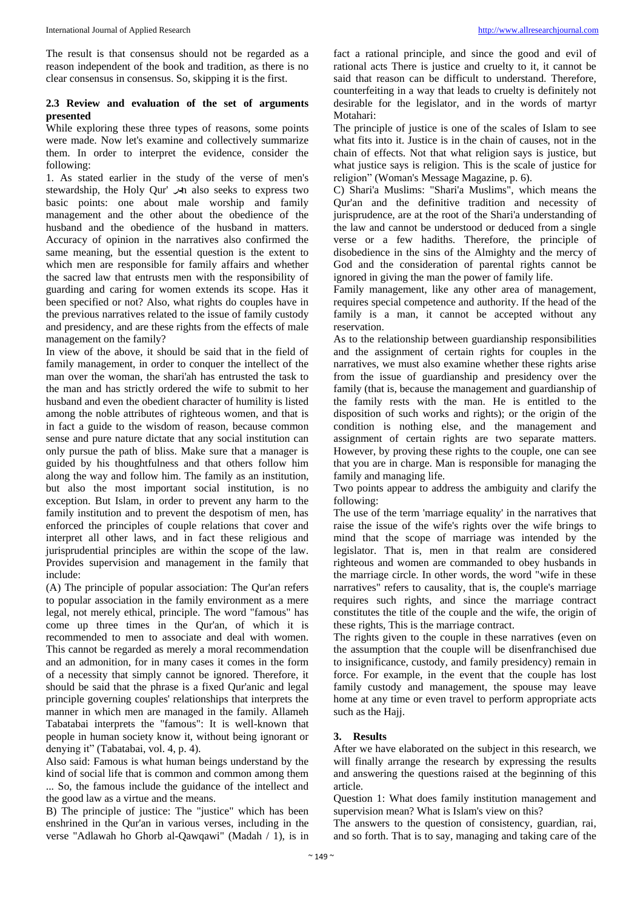The result is that consensus should not be regarded as a reason independent of the book and tradition, as there is no clear consensus in consensus. So, skipping it is the first.

### 2.3 Review and evaluation of the set of arguments presented

While exploring these three types of reasons, some points were made. Now let's examine and collectively summarize them. In order to interpret the evidence, consider the following:

1. As stated earlier in the study of the verse of men's stewardship, the Holy Qur' سa also seeks to express two basic points: one about male worship and family management and the other about the obedience of the husband and the obedience of the husband in matters. Accuracy of opinion in the narratives also confirmed the same meaning, but the essential question is the extent to which men are responsible for family affairs and whether the sacred law that entrusts men with the responsibility of guarding and caring for women extends its scope. Has it been specified or not? Also, what rights do couples have in the previous narratives related to the issue of family custody and presidency, and are these rights from the effects of male management on the family?

In view of the above, it should be said that in the field of family management, in order to conquer the intellect of the man over the woman, the shari'ah has entrusted the task to the man and has strictly ordered the wife to submit to her husband and even the obedient character of humility is listed among the noble attributes of righteous women, and that is in fact a guide to the wisdom of reason, because common sense and pure nature dictate that any social institution can only pursue the path of bliss. Make sure that a manager is guided by his thoughtfulness and that others follow him along the way and follow him. The family as an institution, but also the most important social institution, is no exception. But Islam, in order to prevent any harm to the family institution and to prevent the despotism of men, has enforced the principles of couple relations that cover and interpret all other laws, and in fact these religious and jurisprudential principles are within the scope of the law. Provides supervision and management in the family that include:

(A) The principle of popular association: The Qur'an refers to popular association in the family environment as a mere legal, not merely ethical, principle. The word "famous" has come up three times in the Qur'an, of which it is recommended to men to associate and deal with women. This cannot be regarded as merely a moral recommendation and an admonition, for in many cases it comes in the form of a necessity that simply cannot be ignored. Therefore, it should be said that the phrase is a fixed Qur'anic and legal principle governing couples' relationships that interprets the manner in which men are managed in the family. Allameh Tabatabai interprets the "famous": It is well-known that people in human society know it, without being ignorant or denying it" (Tabatabai, vol. 4, p. 4).

Also said: Famous is what human beings understand by the kind of social life that is common and common among them ... So, the famous include the guidance of the intellect and the good law as a virtue and the means.

B) The principle of justice: The "justice" which has been enshrined in the Qur'an in various verses, including in the verse "Adlawah ho Ghorb al-Qawqawi" (Madah / 1), is in fact a rational principle, and since the good and evil of rational acts There is justice and cruelty to it, it cannot be said that reason can be difficult to understand. Therefore, counterfeiting in a way that leads to cruelty is definitely not desirable for the legislator, and in the words of martyr Motahari:

The principle of justice is one of the scales of Islam to see what fits into it. Justice is in the chain of causes, not in the chain of effects. Not that what religion says is justice, but what justice says is religion. This is the scale of justice for religion" (Woman's Message Magazine, p. 6).

C) Shari'a Muslims: "Shari'a Muslims", which means the Qur'an and the definitive tradition and necessity of jurisprudence, are at the root of the Shari'a understanding of the law and cannot be understood or deduced from a single verse or a few hadiths. Therefore, the principle of disobedience in the sins of the Almighty and the mercy of God and the consideration of parental rights cannot be ignored in giving the man the power of family life.

Family management, like any other area of management, requires special competence and authority. If the head of the family is a man, it cannot be accepted without any reservation.

As to the relationship between guardianship responsibilities and the assignment of certain rights for couples in the narratives, we must also examine whether these rights arise from the issue of guardianship and presidency over the family (that is, because the management and guardianship of the family rests with the man. He is entitled to the disposition of such works and rights); or the origin of the condition is nothing else, and the management and assignment of certain rights are two separate matters. However, by proving these rights to the couple, one can see that you are in charge. Man is responsible for managing the family and managing life.

Two points appear to address the ambiguity and clarify the following:

The use of the term 'marriage equality' in the narratives that raise the issue of the wife's rights over the wife brings to mind that the scope of marriage was intended by the legislator. That is, men in that realm are considered righteous and women are commanded to obey husbands in the marriage circle. In other words, the word "wife in these narratives" refers to causality, that is, the couple's marriage requires such rights, and since the marriage contract constitutes the title of the couple and the wife, the origin of these rights, This is the marriage contract.

The rights given to the couple in these narratives (even on the assumption that the couple will be disenfranchised due to insignificance, custody, and family presidency) remain in force. For example, in the event that the couple has lost family custody and management, the spouse may leave home at any time or even travel to perform appropriate acts such as the Hajj.

## 3. Results

After we have elaborated on the subject in this research, we will finally arrange the research by expressing the results and answering the questions raised at the beginning of this article.

Question 1: What does family institution management and supervision mean? What is Islam's view on this?

The answers to the question of consistency, guardian, rai, and so forth. That is to say, managing and taking care of the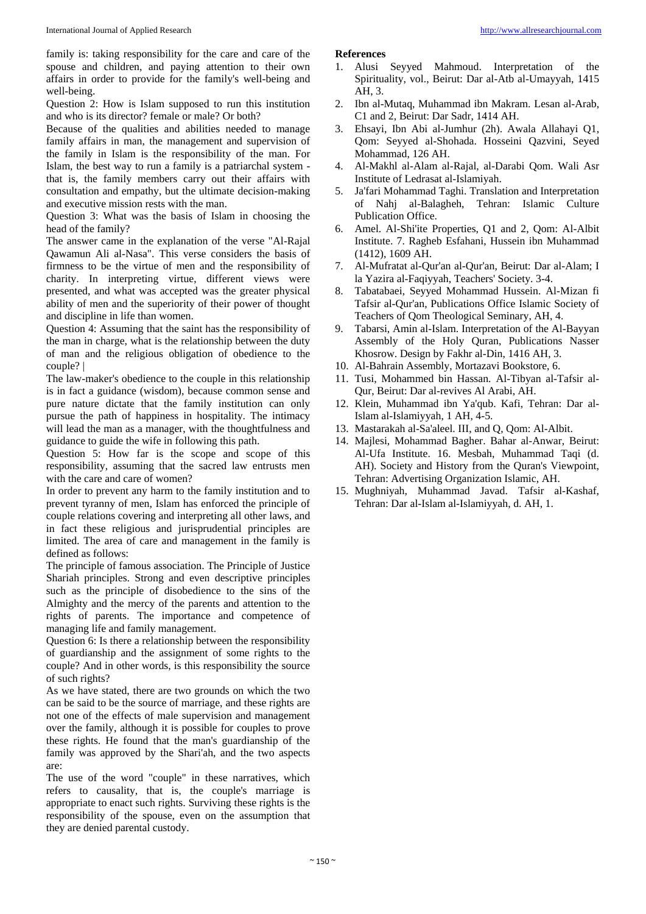family is: taking responsibility for the care and care of the spouse and children, and paying attention to their own affairs in order to provide for the family's well-being and well-being.

Question 2: How is Islam supposed to run this institution and who is its director? female or male? Or both?

Because of the qualities and abilities needed to manage family affairs in man, the management and supervision of the family in Islam is the responsibility of the man. For Islam, the best way to run a family is a patriarchal system - that is, the family members carry out their affairs with consultation and empathy, but the ultimate decision-making and executive mission rests with the man.

Question 3: What was the basis of Islam in choosing the head of the family?

The answer came in the explanation of the verse "Al-Rajal Qawamun Ali al-Nasa". This verse considers the basis of firmness to be the virtue of men and the responsibility of charity. In interpreting virtue, different views were presented, and what was accepted was the greater physical ability of men and the superiority of their power of thought and discipline in life than women.

Question 4: Assuming that the saint has the responsibility of the man in charge, what is the relationship between the duty of man and the religious obligation of obedience to the couple? |

The law-maker's obedience to the couple in this relationship is in fact a guidance (wisdom), because common sense and pure nature dictate that the family institution can only pursue the path of happiness in hospitality. The intimacy will lead the man as a manager, with the thoughtfulness and guidance to guide the wife in following this path.

Question 5: How far is the scope and scope of this responsibility, assuming that the sacred law entrusts men with the care and care of women?

In order to prevent any harm to the family institution and to prevent tyranny of men, Islam has enforced the principle of couple relations covering and interpreting all other laws, and in fact these religious and jurisprudential principles are limited. The area of care and management in the family is defined as follows:

The principle of famous association. The Principle of Justice Shariah principles. Strong and even descriptive principles such as the principle of disobedience to the sins of the Almighty and the mercy of the parents and attention to the rights of parents. The importance and competence of managing life and family management.

Question 6: Is there a relationship between the responsibility of guardianship and the assignment of some rights to the couple? And in other words, is this responsibility the source of such rights?

As we have stated, there are two grounds on which the two can be said to be the source of marriage, and these rights are not one of the effects of male supervision and management over the family, although it is possible for couples to prove these rights. He found that the man's guardianship of the family was approved by the Shari'ah, and the two aspects are:

The use of the word "couple" in these narratives, which refers to causality, that is, the couple's marriage is appropriate to enact such rights. Surviving these rights is the responsibility of the spouse, even on the assumption that they are denied parental custody.

## References

1. Alusi Seyyed Mahmoud. Interpretation of the Spirituality, vol., Beirut: Dar al-Atb al-Umayyah, 1415 AH, 3.
2. Ibn al-Mutaq, Muhammad ibn Makram. Lesan al-Arab, C1 and 2, Beirut: Dar Sadr, 1414 AH.
3. Ehsayi, Ibn Abi al-Jumhur (2h). Awala Allahayi Q1, Qom: Seyyed al-Shohada. Hosseini Qazvini, Seyed Mohammad, 126 AH.
4. Al-Makhl al-Alam al-Rajal, al-Darabi Qom. Wali Asr Institute of Ledrasat al-Islamiyah.
5. Ja'fari Mohammad Taghi. Translation and Interpretation of Nahj al-Balagheh, Tehran: Islamic Culture Publication Office.
6. Amel. Al-Shi'ite Properties, Q1 and 2, Qom: Al-Albit Institute. 7. Ragheb Esfahani, Hussein ibn Muhammad (1412), 1609 AH.
7. Al-Mufratat al-Qur'an al-Qur'an, Beirut: Dar al-Alam; I la Yazira al-Faqiyyah, Teachers' Society. 3-4.
8. Tabatabaei, Seyyed Mohammad Hussein. Al-Mizan fi Tafsir al-Qur'an, Publications Office Islamic Society of Teachers of Qom Theological Seminary, AH, 4.
9. Tabarsi, Amin al-Islam. Interpretation of the Al-Bayyan Assembly of the Holy Quran, Publications Nasser Khosrow. Design by Fakhr al-Din, 1416 AH, 3.
10. Al-Bahrain Assembly, Mortazavi Bookstore, 6.
11. Tusi, Mohammed bin Hassan. Al-Tibyan al-Tafsir al-Qur, Beirut: Dar al-revives Al Arabi, AH.
12. Klein, Muhammad ibn Ya'qub. Kafi, Tehran: Dar al-Islam al-Islamiyyah, 1 AH, 4-5.
13. Mastarakah al-Sa'aleel. III, and Q, Qom: Al-Albit.
14. Majlesi, Mohammad Bagher. Bahar al-Anwar, Beirut: Al-Ufa Institute. 16. Mesbah, Muhammad Taqi (d. AH). Society and History from the Quran's Viewpoint, Tehran: Advertising Organization Islamic, AH.
15. Mughniyah, Muhammad Javad. Tafsir al-Kashaf, Tehran: Dar al-Islam al-Islamiyyah, d. AH, 1.